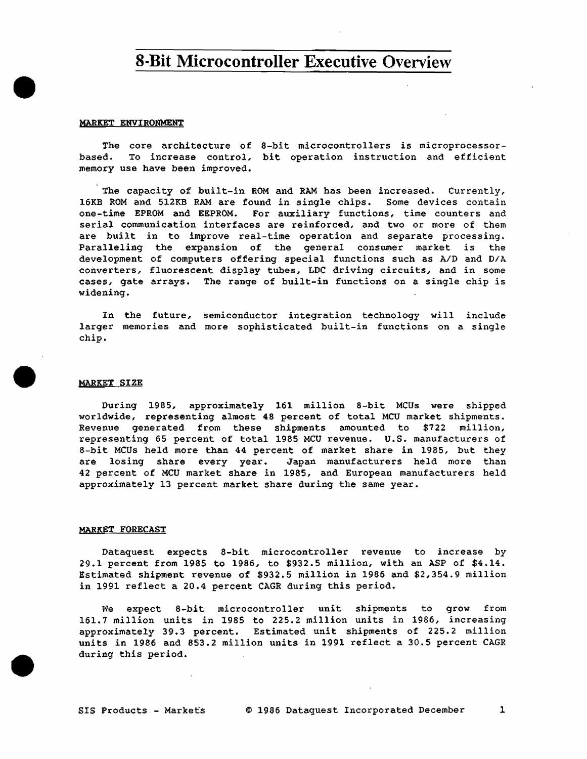# 8-Bit Microcontroller Executive Overview

## MARKET ENVIRONMENT

The core architecture of 8-bit microcontrollers is microprocessor-based. To increase control, bit operation instruction and efficient memory use have been improved.

The capacity of built-in ROM and RAM has been increased. Currently, 16KB ROM and 512KB RAM are found in single chips. Some devices contain one-time EPROM and EEPROM. For auxiliary functions, time counters and serial communication interfaces are reinforced, and two or more of them are built in to improve real-time operation and separate processing. Paralleling the expansion of the general consumer market is the development of computers offering special functions such as A/D and D/A converters, fluorescent display tubes, LDC driving circuits, and in some cases, gate arrays. The range of built-in functions on a single chip is widening.

In the future, semiconductor integration technology will include larger memories and more sophisticated built-in functions on a single chip.

## MARKET SIZE

During 1985, approximately 161 million 8-bit MCUs were shipped worldwide, representing almost 48 percent of total MCU market shipments. Revenue generated from these shipments amounted to $722 million, representing 65 percent of total 1985 MCU revenue. U.S. manufacturers of 8-bit MCUs held more than 44 percent of market share in 1985, but they are losing share every year. Japan manufacturers held more than 42 percent of MCU market share in 1985, and European manufacturers held approximately 13 percent market share during the same year.

## MARKET FORECAST

Dataquest expects 8-bit microcontroller revenue to increase by 29.1 percent from 1985 to 1986, to $932.5 million, with an ASP of $4.14. Estimated shipment revenue of $932.5 million in 1986 and $2,354.9 million in 1991 reflect a 20.4 percent CAGR during this period.

We expect 8-bit microcontroller unit shipments to grow from 161.7 million units in 1985 to 225.2 million units in 1986, increasing approximately 39.3 percent. Estimated unit shipments of 225.2 million units in 1986 and 853.2 million units in 1991 reflect a 30.5 percent CAGR during this period.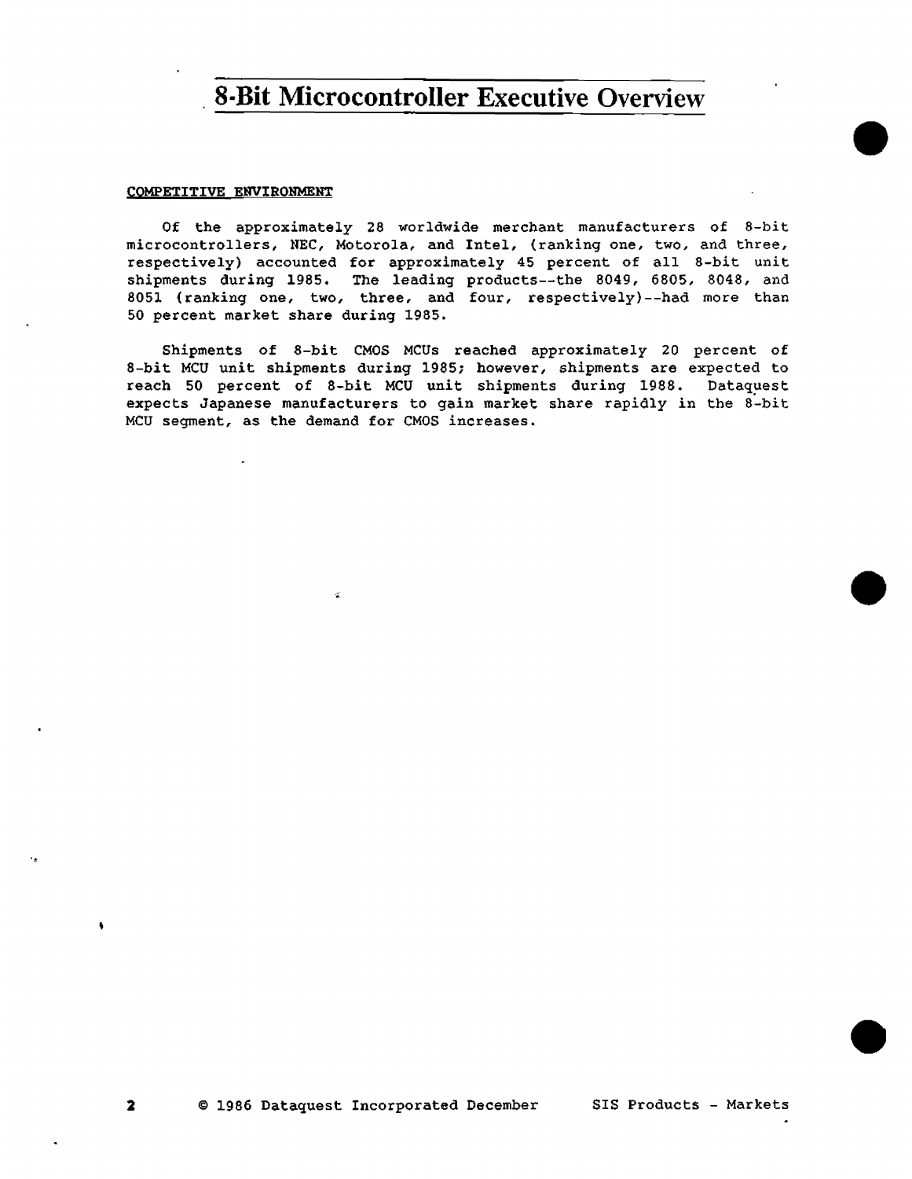# 8-Bit Microcontroller Executive Overview

COMPETITIVE ENVIRONMENT

Of the approximately 28 worldwide merchant manufacturers of 8-bit microcontrollers, NEC, Motorola, and Intel, (ranking one, two, and three, respectively) accounted for approximately 45 percent of all 8-bit unit shipments during 1985. The leading products--the 8049, 6805, 8048, and 8051 (ranking one, two, three, and four, respectively)--had more than 50 percent market share during 1985.

Shipments of 8-bit CMOS MCUs reached approximately 20 percent of 8-bit MCU unit shipments during 1985; however, shipments are expected to reach 50 percent of 8-bit MCU unit shipments during 1988. Dataquest expects Japanese manufacturers to gain market share rapidly in the 8-bit MCU segment, as the demand for CMOS increases.